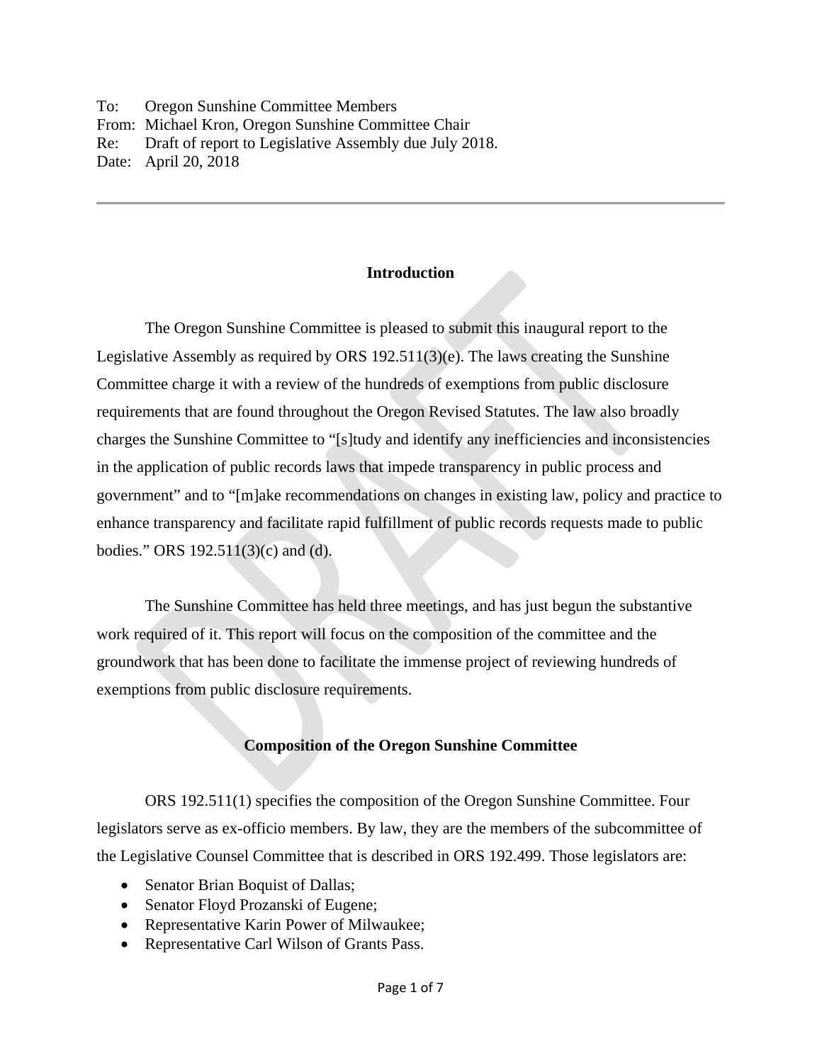To: Oregon Sunshine Committee Members
From: Michael Kron, Oregon Sunshine Committee Chair
Re: Draft of report to Legislative Assembly due July 2018.
Date: April 20, 2018

---

## Introduction

The Oregon Sunshine Committee is pleased to submit this inaugural report to the Legislative Assembly as required by ORS 192.511(3)(e). The laws creating the Sunshine Committee charge it with a review of the hundreds of exemptions from public disclosure requirements that are found throughout the Oregon Revised Statutes. The law also broadly charges the Sunshine Committee to "[s]tudy and identify any inefficiencies and inconsistencies in the application of public records laws that impede transparency in public process and government" and to "[m]ake recommendations on changes in existing law, policy and practice to enhance transparency and facilitate rapid fulfillment of public records requests made to public bodies." ORS 192.511(3)(c) and (d).

The Sunshine Committee has held three meetings, and has just begun the substantive work required of it. This report will focus on the composition of the committee and the groundwork that has been done to facilitate the immense project of reviewing hundreds of exemptions from public disclosure requirements.

## Composition of the Oregon Sunshine Committee

ORS 192.511(1) specifies the composition of the Oregon Sunshine Committee. Four legislators serve as ex-officio members. By law, they are the members of the subcommittee of the Legislative Counsel Committee that is described in ORS 192.499. Those legislators are:

- Senator Brian Boquist of Dallas;
- Senator Floyd Prozanski of Eugene;
- Representative Karin Power of Milwaukee;
- Representative Carl Wilson of Grants Pass.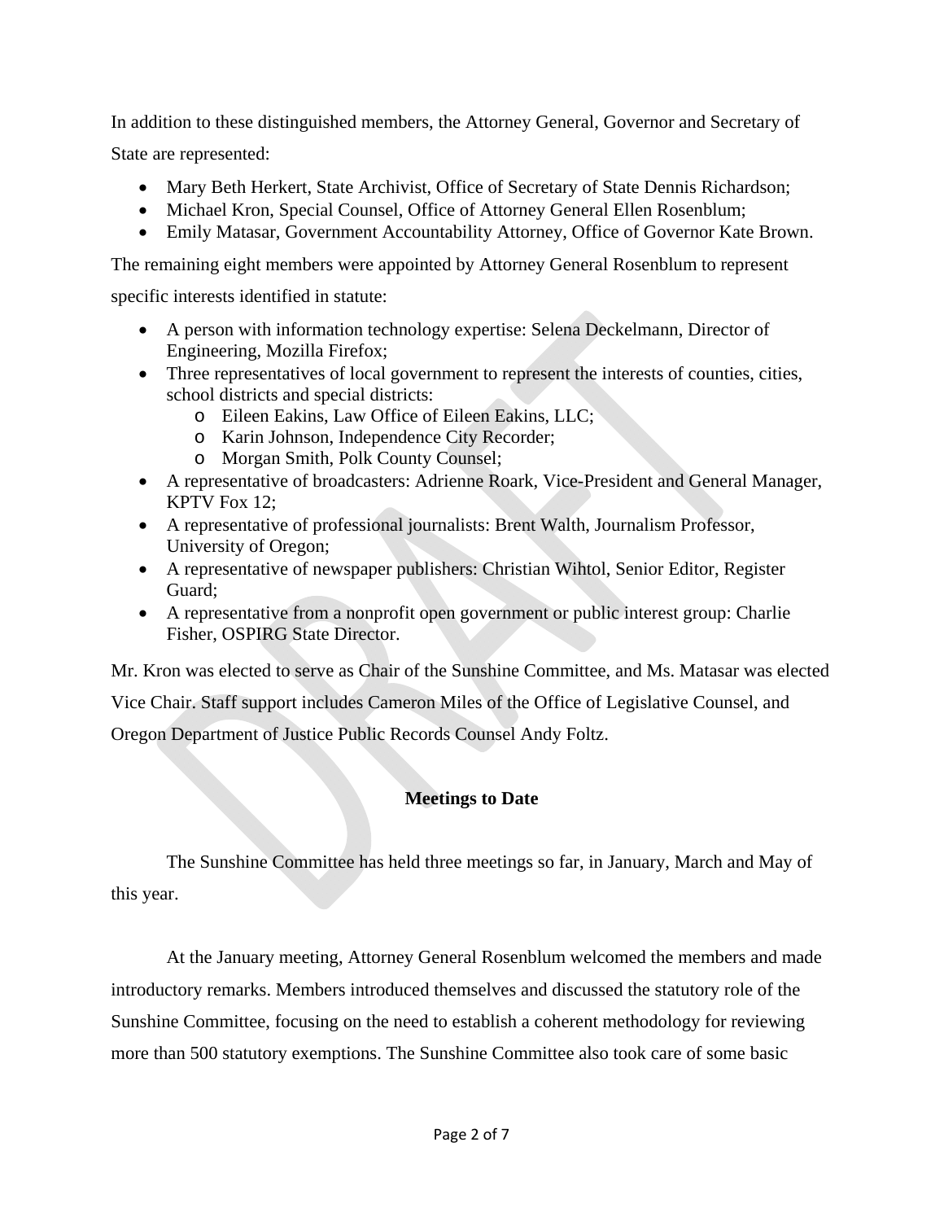In addition to these distinguished members, the Attorney General, Governor and Secretary of State are represented:

- Mary Beth Herkert, State Archivist, Office of Secretary of State Dennis Richardson;
- Michael Kron, Special Counsel, Office of Attorney General Ellen Rosenblum;
- Emily Matasar, Government Accountability Attorney, Office of Governor Kate Brown.

The remaining eight members were appointed by Attorney General Rosenblum to represent specific interests identified in statute:

- A person with information technology expertise: Selena Deckelmann, Director of Engineering, Mozilla Firefox;
- Three representatives of local government to represent the interests of counties, cities, school districts and special districts:
    - Eileen Eakins, Law Office of Eileen Eakins, LLC;
    - Karin Johnson, Independence City Recorder;
    - Morgan Smith, Polk County Counsel;
- A representative of broadcasters: Adrienne Roark, Vice-President and General Manager, KPTV Fox 12;
- A representative of professional journalists: Brent Walth, Journalism Professor, University of Oregon;
- A representative of newspaper publishers: Christian Wihtol, Senior Editor, Register Guard;
- A representative from a nonprofit open government or public interest group: Charlie Fisher, OSPIRG State Director.

Mr. Kron was elected to serve as Chair of the Sunshine Committee, and Ms. Matasar was elected Vice Chair. Staff support includes Cameron Miles of the Office of Legislative Counsel, and Oregon Department of Justice Public Records Counsel Andy Foltz.

**Meetings to Date**

The Sunshine Committee has held three meetings so far, in January, March and May of this year.

At the January meeting, Attorney General Rosenblum welcomed the members and made introductory remarks. Members introduced themselves and discussed the statutory role of the Sunshine Committee, focusing on the need to establish a coherent methodology for reviewing more than 500 statutory exemptions. The Sunshine Committee also took care of some basic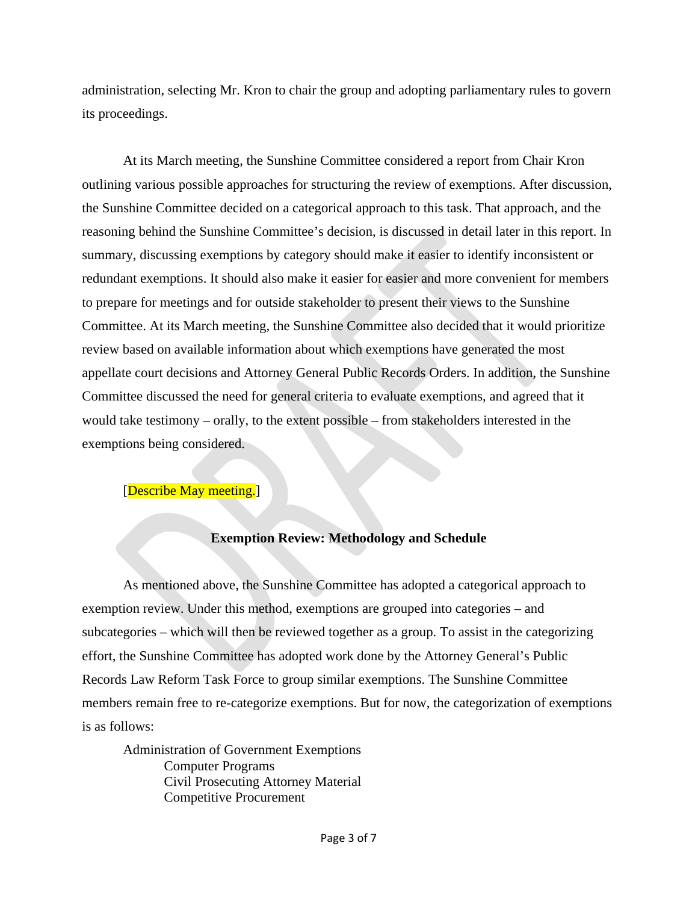administration, selecting Mr. Kron to chair the group and adopting parliamentary rules to govern its proceedings.

At its March meeting, the Sunshine Committee considered a report from Chair Kron outlining various possible approaches for structuring the review of exemptions. After discussion, the Sunshine Committee decided on a categorical approach to this task. That approach, and the reasoning behind the Sunshine Committee's decision, is discussed in detail later in this report. In summary, discussing exemptions by category should make it easier to identify inconsistent or redundant exemptions. It should also make it easier for easier and more convenient for members to prepare for meetings and for outside stakeholder to present their views to the Sunshine Committee. At its March meeting, the Sunshine Committee also decided that it would prioritize review based on available information about which exemptions have generated the most appellate court decisions and Attorney General Public Records Orders. In addition, the Sunshine Committee discussed the need for general criteria to evaluate exemptions, and agreed that it would take testimony – orally, to the extent possible – from stakeholders interested in the exemptions being considered.

[Describe May meeting.]

**Exemption Review: Methodology and Schedule**

As mentioned above, the Sunshine Committee has adopted a categorical approach to exemption review. Under this method, exemptions are grouped into categories – and subcategories – which will then be reviewed together as a group. To assist in the categorizing effort, the Sunshine Committee has adopted work done by the Attorney General's Public Records Law Reform Task Force to group similar exemptions. The Sunshine Committee members remain free to re-categorize exemptions. But for now, the categorization of exemptions is as follows:

- Administration of Government Exemptions
  - Computer Programs
  - Civil Prosecuting Attorney Material
  - Competitive Procurement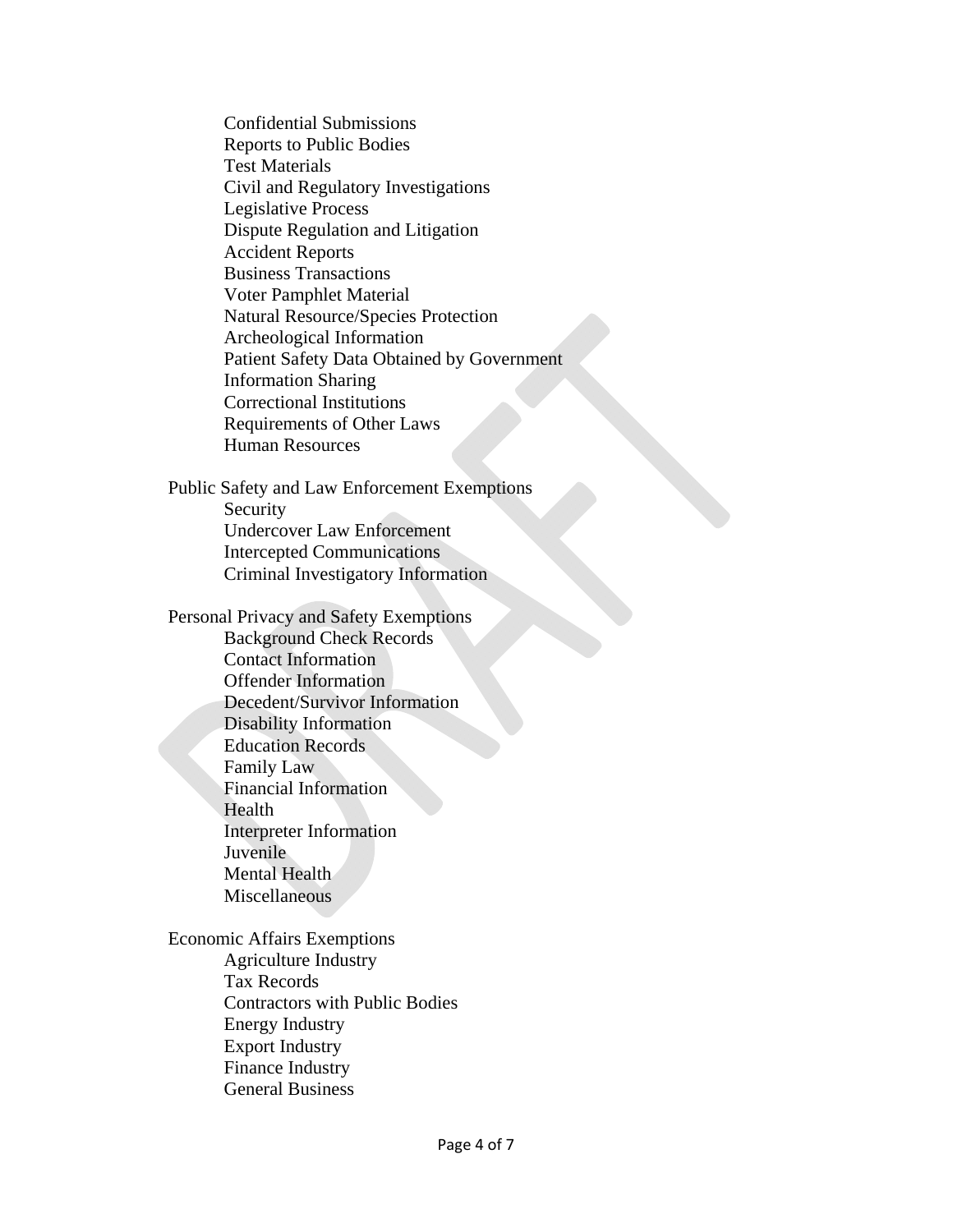- Confidential Submissions
- Reports to Public Bodies
- Test Materials
- Civil and Regulatory Investigations
- Legislative Process
- Dispute Regulation and Litigation
- Accident Reports
- Business Transactions
- Voter Pamphlet Material
- Natural Resource/Species Protection
- Archeological Information
- Patient Safety Data Obtained by Government
- Information Sharing
- Correctional Institutions
- Requirements of Other Laws
- Human Resources

Public Safety and Law Enforcement Exemptions

- Security
- Undercover Law Enforcement
- Intercepted Communications
- Criminal Investigatory Information

Personal Privacy and Safety Exemptions

- Background Check Records
- Contact Information
- Offender Information
- Decedent/Survivor Information
- Disability Information
- Education Records
- Family Law
- Financial Information
- Health
- Interpreter Information
- Juvenile
- Mental Health
- Miscellaneous

Economic Affairs Exemptions

- Agriculture Industry
- Tax Records
- Contractors with Public Bodies
- Energy Industry
- Export Industry
- Finance Industry
- General Business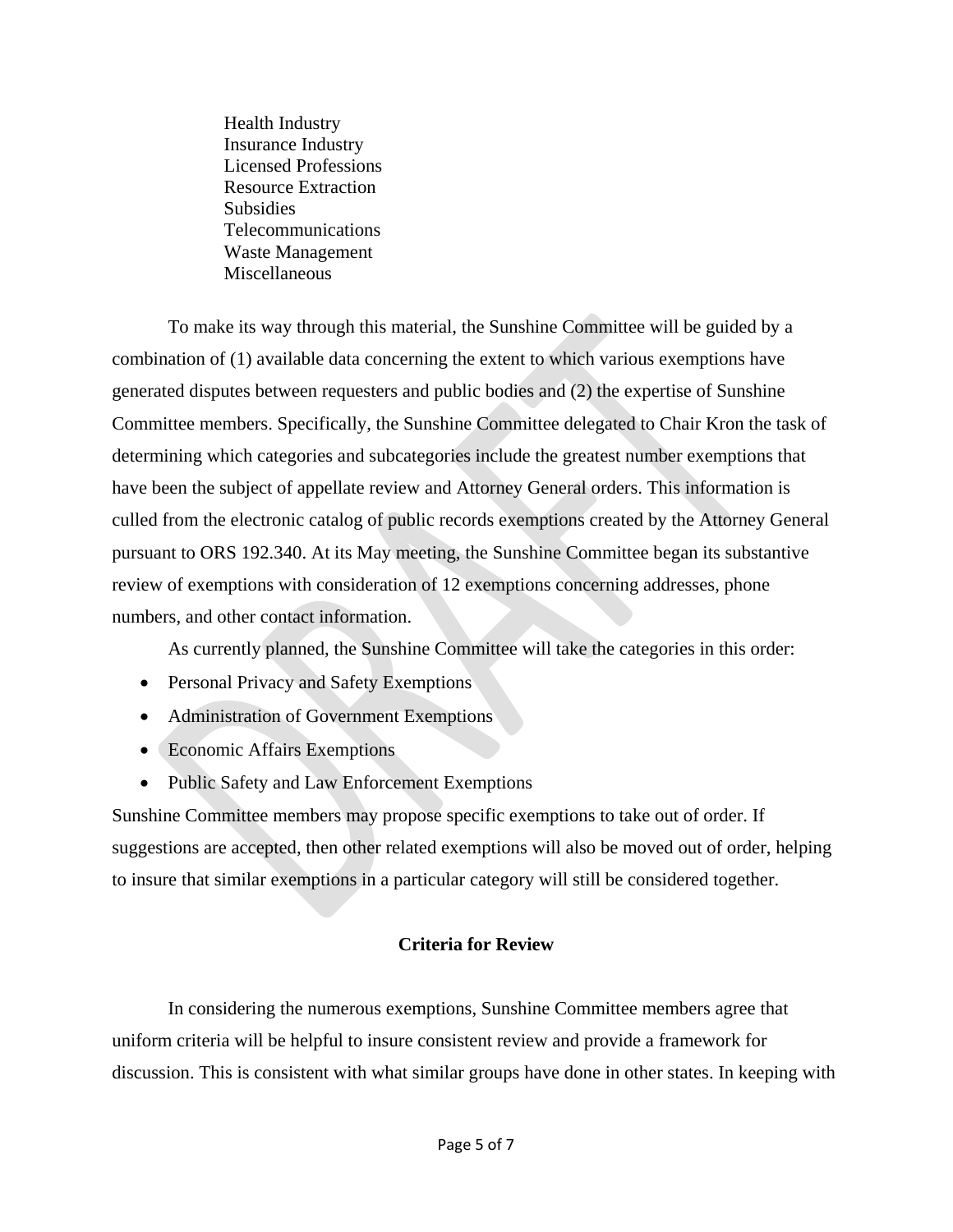Health Industry
Insurance Industry
Licensed Professions
Resource Extraction
Subsidies
Telecommunications
Waste Management
Miscellaneous

To make its way through this material, the Sunshine Committee will be guided by a combination of (1) available data concerning the extent to which various exemptions have generated disputes between requesters and public bodies and (2) the expertise of Sunshine Committee members. Specifically, the Sunshine Committee delegated to Chair Kron the task of determining which categories and subcategories include the greatest number exemptions that have been the subject of appellate review and Attorney General orders. This information is culled from the electronic catalog of public records exemptions created by the Attorney General pursuant to ORS 192.340. At its May meeting, the Sunshine Committee began its substantive review of exemptions with consideration of 12 exemptions concerning addresses, phone numbers, and other contact information.

As currently planned, the Sunshine Committee will take the categories in this order:

- Personal Privacy and Safety Exemptions
- Administration of Government Exemptions
- Economic Affairs Exemptions
- Public Safety and Law Enforcement Exemptions

Sunshine Committee members may propose specific exemptions to take out of order. If suggestions are accepted, then other related exemptions will also be moved out of order, helping to insure that similar exemptions in a particular category will still be considered together.

## Criteria for Review

In considering the numerous exemptions, Sunshine Committee members agree that uniform criteria will be helpful to insure consistent review and provide a framework for discussion. This is consistent with what similar groups have done in other states. In keeping with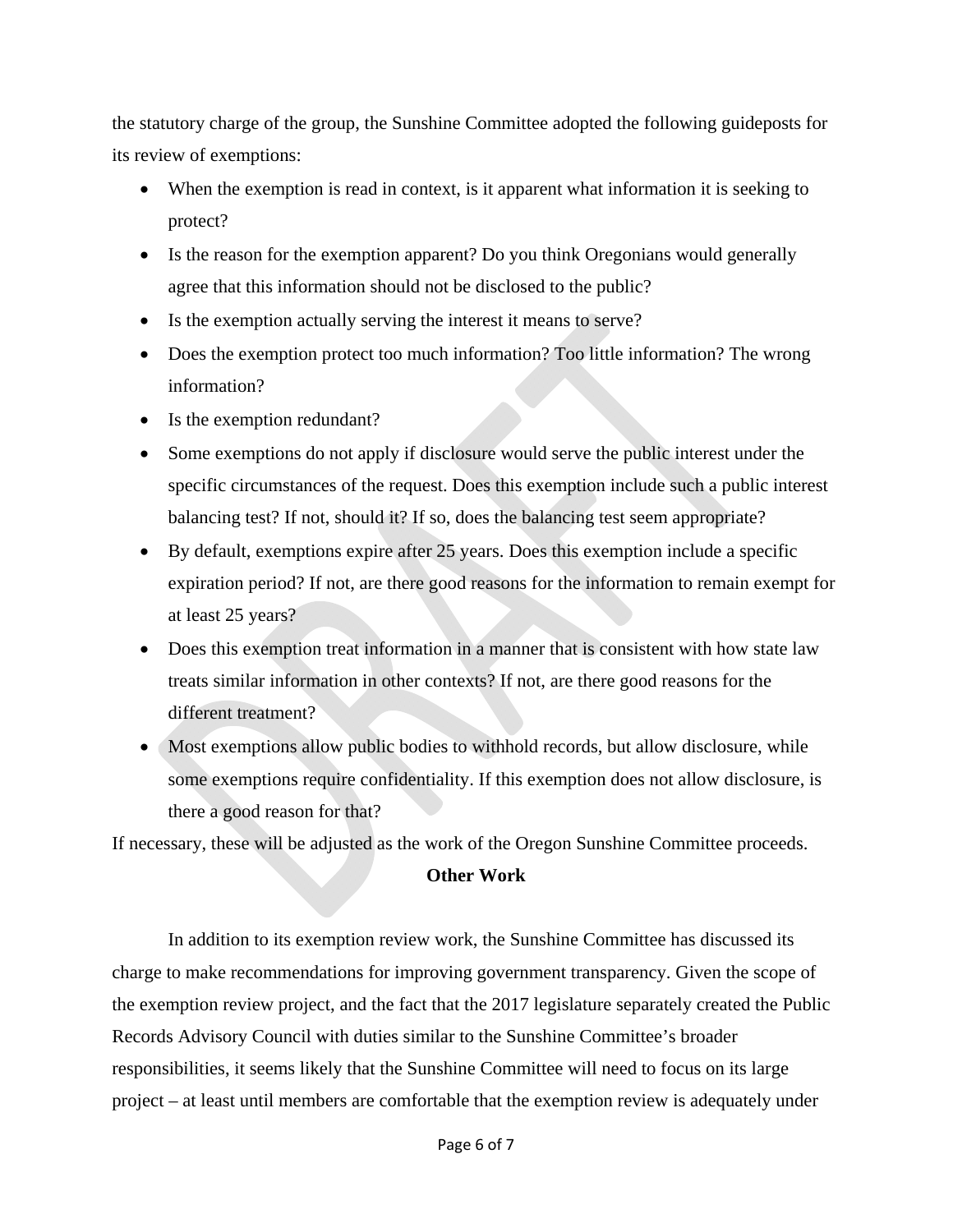the statutory charge of the group, the Sunshine Committee adopted the following guideposts for its review of exemptions:

- When the exemption is read in context, is it apparent what information it is seeking to protect?
- Is the reason for the exemption apparent? Do you think Oregonians would generally agree that this information should not be disclosed to the public?
- Is the exemption actually serving the interest it means to serve?
- Does the exemption protect too much information? Too little information? The wrong information?
- Is the exemption redundant?
- Some exemptions do not apply if disclosure would serve the public interest under the specific circumstances of the request. Does this exemption include such a public interest balancing test? If not, should it? If so, does the balancing test seem appropriate?
- By default, exemptions expire after 25 years. Does this exemption include a specific expiration period? If not, are there good reasons for the information to remain exempt for at least 25 years?
- Does this exemption treat information in a manner that is consistent with how state law treats similar information in other contexts? If not, are there good reasons for the different treatment?
- Most exemptions allow public bodies to withhold records, but allow disclosure, while some exemptions require confidentiality. If this exemption does not allow disclosure, is there a good reason for that?

If necessary, these will be adjusted as the work of the Oregon Sunshine Committee proceeds.

**Other Work**

In addition to its exemption review work, the Sunshine Committee has discussed its charge to make recommendations for improving government transparency. Given the scope of the exemption review project, and the fact that the 2017 legislature separately created the Public Records Advisory Council with duties similar to the Sunshine Committee's broader responsibilities, it seems likely that the Sunshine Committee will need to focus on its large project – at least until members are comfortable that the exemption review is adequately under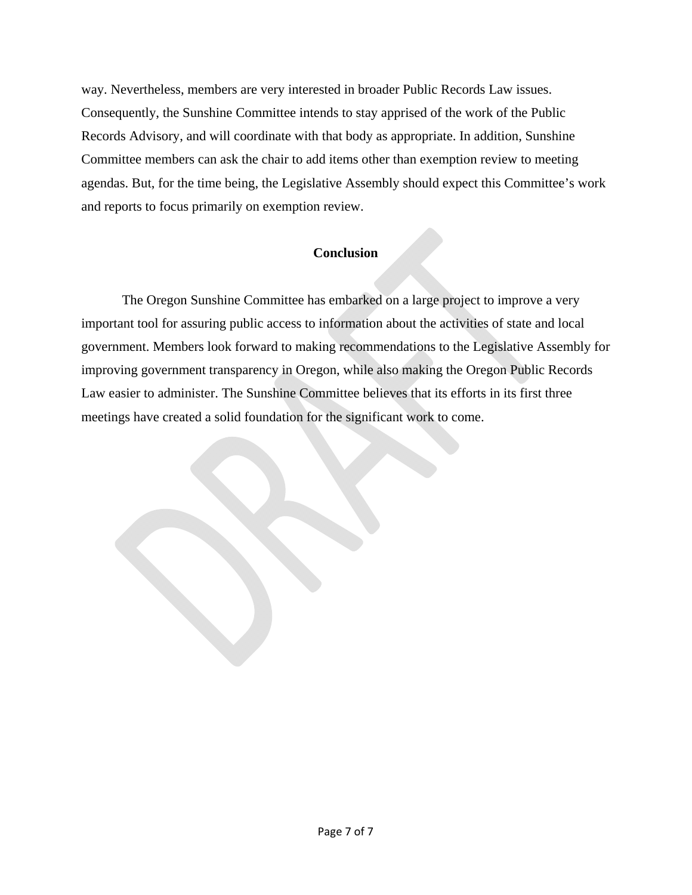way. Nevertheless, members are very interested in broader Public Records Law issues. Consequently, the Sunshine Committee intends to stay apprised of the work of the Public Records Advisory, and will coordinate with that body as appropriate. In addition, Sunshine Committee members can ask the chair to add items other than exemption review to meeting agendas. But, for the time being, the Legislative Assembly should expect this Committee's work and reports to focus primarily on exemption review.

## Conclusion

The Oregon Sunshine Committee has embarked on a large project to improve a very important tool for assuring public access to information about the activities of state and local government. Members look forward to making recommendations to the Legislative Assembly for improving government transparency in Oregon, while also making the Oregon Public Records Law easier to administer. The Sunshine Committee believes that its efforts in its first three meetings have created a solid foundation for the significant work to come.